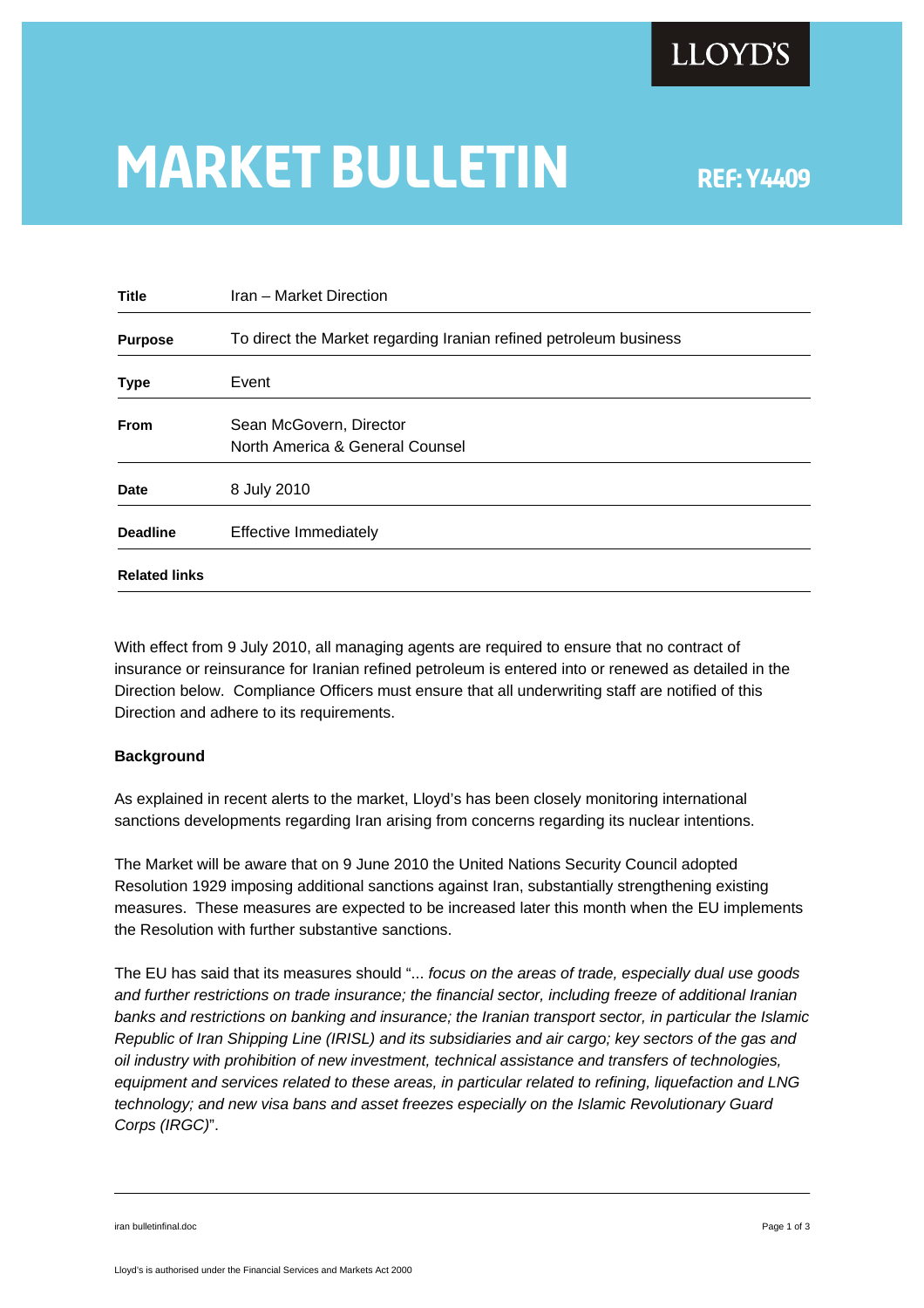LLOYD'S

# MARKET BULLETIN

**REF: Y4409**

| | |
|---|---|
| **Title** | Iran – Market Direction |
| **Purpose** | To direct the Market regarding Iranian refined petroleum business |
| **Type** | Event |
| **From** | Sean McGovern, Director<br>North America & General Counsel |
| **Date** | 8 July 2010 |
| **Deadline** | Effective Immediately |
| **Related links** | |

With effect from 9 July 2010, all managing agents are required to ensure that no contract of insurance or reinsurance for Iranian refined petroleum is entered into or renewed as detailed in the Direction below. Compliance Officers must ensure that all underwriting staff are notified of this Direction and adhere to its requirements.

**Background**

As explained in recent alerts to the market, Lloyd's has been closely monitoring international sanctions developments regarding Iran arising from concerns regarding its nuclear intentions.

The Market will be aware that on 9 June 2010 the United Nations Security Council adopted Resolution 1929 imposing additional sanctions against Iran, substantially strengthening existing measures. These measures are expected to be increased later this month when the EU implements the Resolution with further substantive sanctions.

The EU has said that its measures should "... *focus on the areas of trade, especially dual use goods and further restrictions on trade insurance; the financial sector, including freeze of additional Iranian banks and restrictions on banking and insurance; the Iranian transport sector, in particular the Islamic Republic of Iran Shipping Line (IRISL) and its subsidiaries and air cargo; key sectors of the gas and oil industry with prohibition of new investment, technical assistance and transfers of technologies, equipment and services related to these areas, in particular related to refining, liquefaction and LNG technology; and new visa bans and asset freezes especially on the Islamic Revolutionary Guard Corps (IRGC)*".

iran bulletinfinal.doc

Lloyd's is authorised under the Financial Services and Markets Act 2000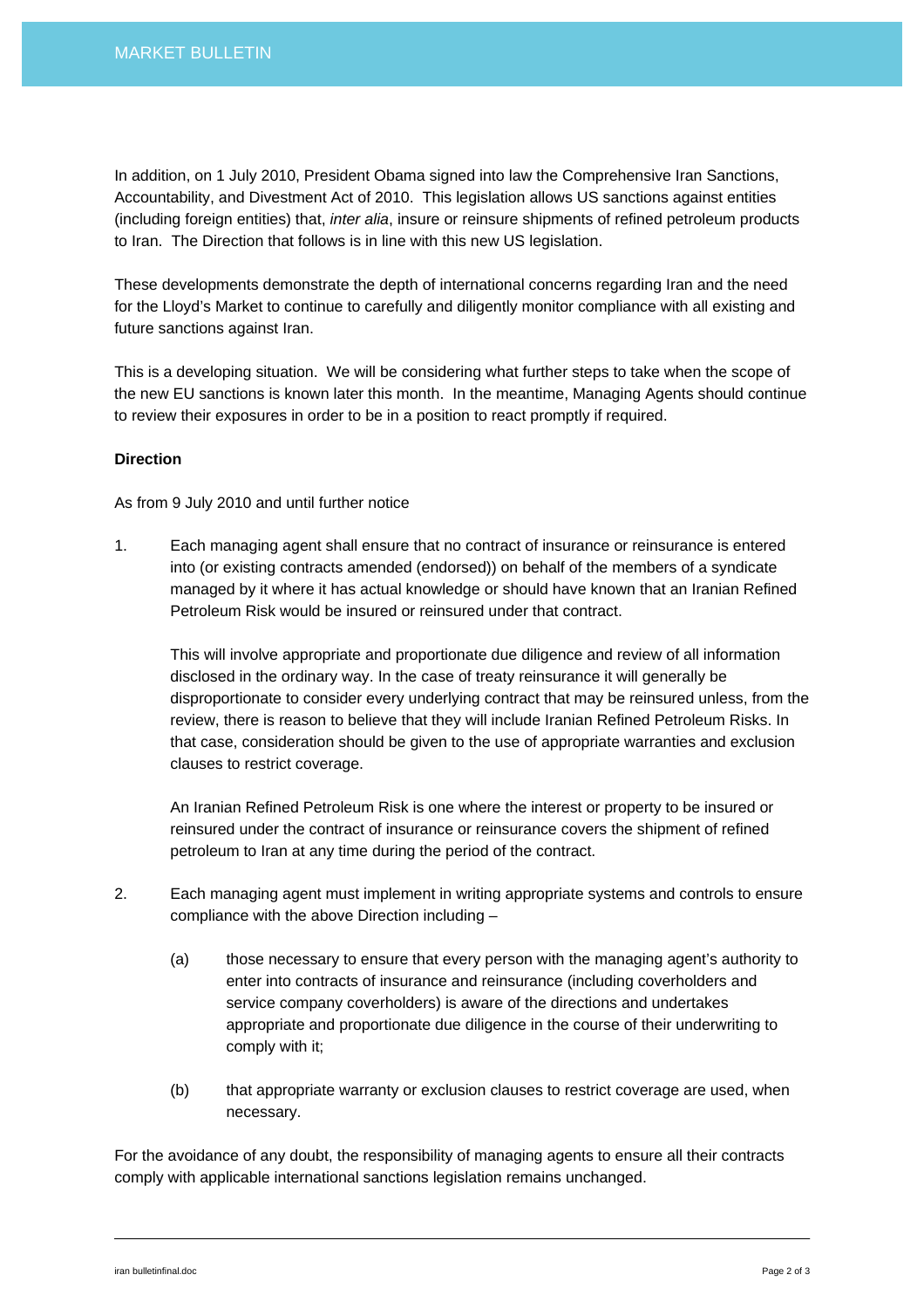In addition, on 1 July 2010, President Obama signed into law the Comprehensive Iran Sanctions, Accountability, and Divestment Act of 2010. This legislation allows US sanctions against entities (including foreign entities) that, *inter alia*, insure or reinsure shipments of refined petroleum products to Iran. The Direction that follows is in line with this new US legislation.

These developments demonstrate the depth of international concerns regarding Iran and the need for the Lloyd's Market to continue to carefully and diligently monitor compliance with all existing and future sanctions against Iran.

This is a developing situation. We will be considering what further steps to take when the scope of the new EU sanctions is known later this month. In the meantime, Managing Agents should continue to review their exposures in order to be in a position to react promptly if required.

**Direction**

As from 9 July 2010 and until further notice

1. Each managing agent shall ensure that no contract of insurance or reinsurance is entered into (or existing contracts amended (endorsed)) on behalf of the members of a syndicate managed by it where it has actual knowledge or should have known that an Iranian Refined Petroleum Risk would be insured or reinsured under that contract.

   This will involve appropriate and proportionate due diligence and review of all information disclosed in the ordinary way. In the case of treaty reinsurance it will generally be disproportionate to consider every underlying contract that may be reinsured unless, from the review, there is reason to believe that they will include Iranian Refined Petroleum Risks. In that case, consideration should be given to the use of appropriate warranties and exclusion clauses to restrict coverage.

   An Iranian Refined Petroleum Risk is one where the interest or property to be insured or reinsured under the contract of insurance or reinsurance covers the shipment of refined petroleum to Iran at any time during the period of the contract.

2. Each managing agent must implement in writing appropriate systems and controls to ensure compliance with the above Direction including –

   (a) those necessary to ensure that every person with the managing agent's authority to enter into contracts of insurance and reinsurance (including coverholders and service company coverholders) is aware of the directions and undertakes appropriate and proportionate due diligence in the course of their underwriting to comply with it;

   (b) that appropriate warranty or exclusion clauses to restrict coverage are used, when necessary.

For the avoidance of any doubt, the responsibility of managing agents to ensure all their contracts comply with applicable international sanctions legislation remains unchanged.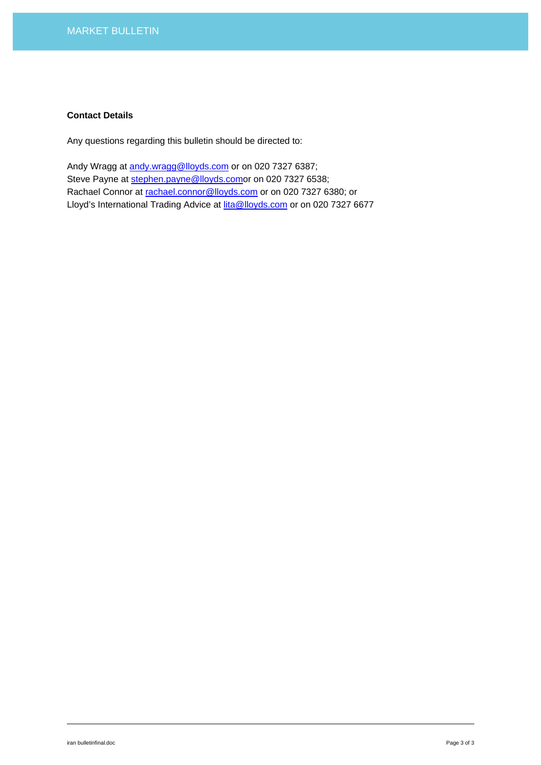**Contact Details**

Any questions regarding this bulletin should be directed to:

Andy Wragg at andy.wragg@lloyds.com or on 020 7327 6387;
Steve Payne at stephen.payne@lloyds.comor on 020 7327 6538;
Rachael Connor at rachael.connor@lloyds.com or on 020 7327 6380; or
Lloyd's International Trading Advice at lita@lloyds.com or on 020 7327 6677